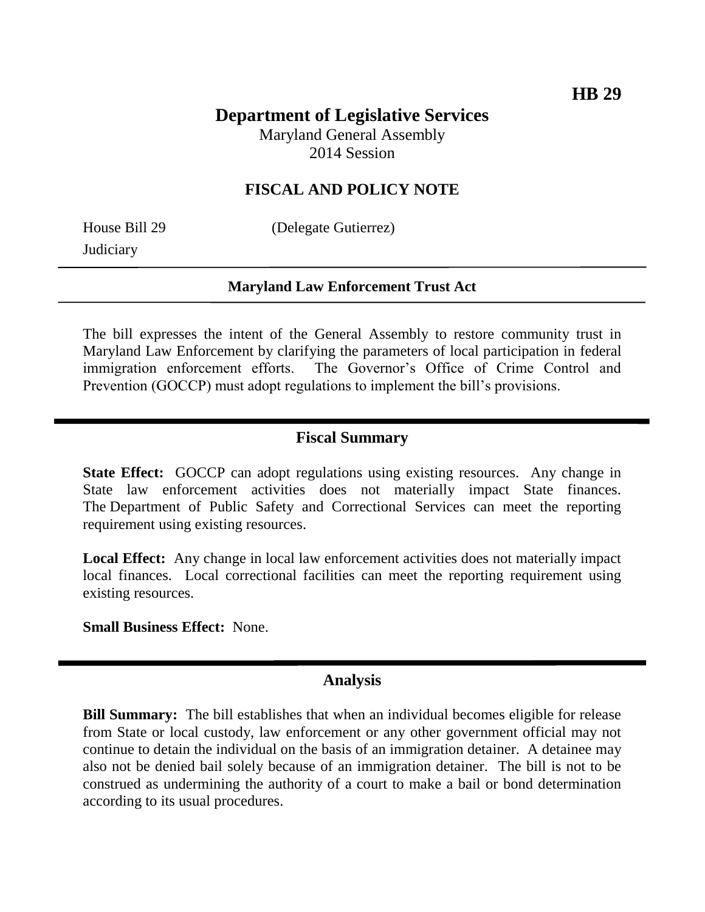**HB 29**

# Department of Legislative Services

Maryland General Assembly
2014 Session

## FISCAL AND POLICY NOTE

House Bill 29 (Delegate Gutierrez)
Judiciary

---

**Maryland Law Enforcement Trust Act**

---

The bill expresses the intent of the General Assembly to restore community trust in Maryland Law Enforcement by clarifying the parameters of local participation in federal immigration enforcement efforts. The Governor's Office of Crime Control and Prevention (GOCCP) must adopt regulations to implement the bill's provisions.

## Fiscal Summary

**State Effect:** GOCCP can adopt regulations using existing resources. Any change in State law enforcement activities does not materially impact State finances. The Department of Public Safety and Correctional Services can meet the reporting requirement using existing resources.

**Local Effect:** Any change in local law enforcement activities does not materially impact local finances. Local correctional facilities can meet the reporting requirement using existing resources.

**Small Business Effect:** None.

## Analysis

**Bill Summary:** The bill establishes that when an individual becomes eligible for release from State or local custody, law enforcement or any other government official may not continue to detain the individual on the basis of an immigration detainer. A detainee may also not be denied bail solely because of an immigration detainer. The bill is not to be construed as undermining the authority of a court to make a bail or bond determination according to its usual procedures.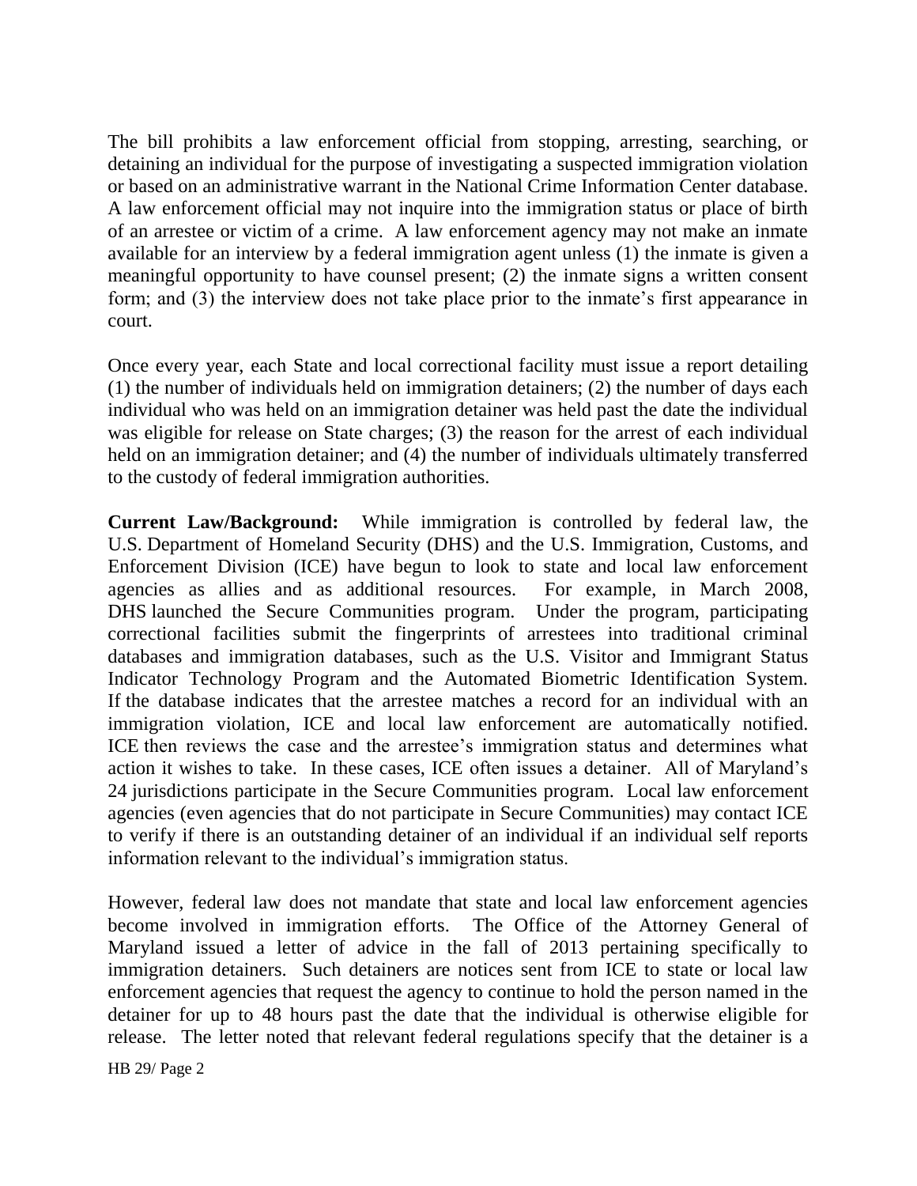The bill prohibits a law enforcement official from stopping, arresting, searching, or detaining an individual for the purpose of investigating a suspected immigration violation or based on an administrative warrant in the National Crime Information Center database. A law enforcement official may not inquire into the immigration status or place of birth of an arrestee or victim of a crime. A law enforcement agency may not make an inmate available for an interview by a federal immigration agent unless (1) the inmate is given a meaningful opportunity to have counsel present; (2) the inmate signs a written consent form; and (3) the interview does not take place prior to the inmate's first appearance in court.

Once every year, each State and local correctional facility must issue a report detailing (1) the number of individuals held on immigration detainers; (2) the number of days each individual who was held on an immigration detainer was held past the date the individual was eligible for release on State charges; (3) the reason for the arrest of each individual held on an immigration detainer; and (4) the number of individuals ultimately transferred to the custody of federal immigration authorities.

**Current Law/Background:** While immigration is controlled by federal law, the U.S. Department of Homeland Security (DHS) and the U.S. Immigration, Customs, and Enforcement Division (ICE) have begun to look to state and local law enforcement agencies as allies and as additional resources. For example, in March 2008, DHS launched the Secure Communities program. Under the program, participating correctional facilities submit the fingerprints of arrestees into traditional criminal databases and immigration databases, such as the U.S. Visitor and Immigrant Status Indicator Technology Program and the Automated Biometric Identification System. If the database indicates that the arrestee matches a record for an individual with an immigration violation, ICE and local law enforcement are automatically notified. ICE then reviews the case and the arrestee's immigration status and determines what action it wishes to take. In these cases, ICE often issues a detainer. All of Maryland's 24 jurisdictions participate in the Secure Communities program. Local law enforcement agencies (even agencies that do not participate in Secure Communities) may contact ICE to verify if there is an outstanding detainer of an individual if an individual self reports information relevant to the individual's immigration status.

However, federal law does not mandate that state and local law enforcement agencies become involved in immigration efforts. The Office of the Attorney General of Maryland issued a letter of advice in the fall of 2013 pertaining specifically to immigration detainers. Such detainers are notices sent from ICE to state or local law enforcement agencies that request the agency to continue to hold the person named in the detainer for up to 48 hours past the date that the individual is otherwise eligible for release. The letter noted that relevant federal regulations specify that the detainer is a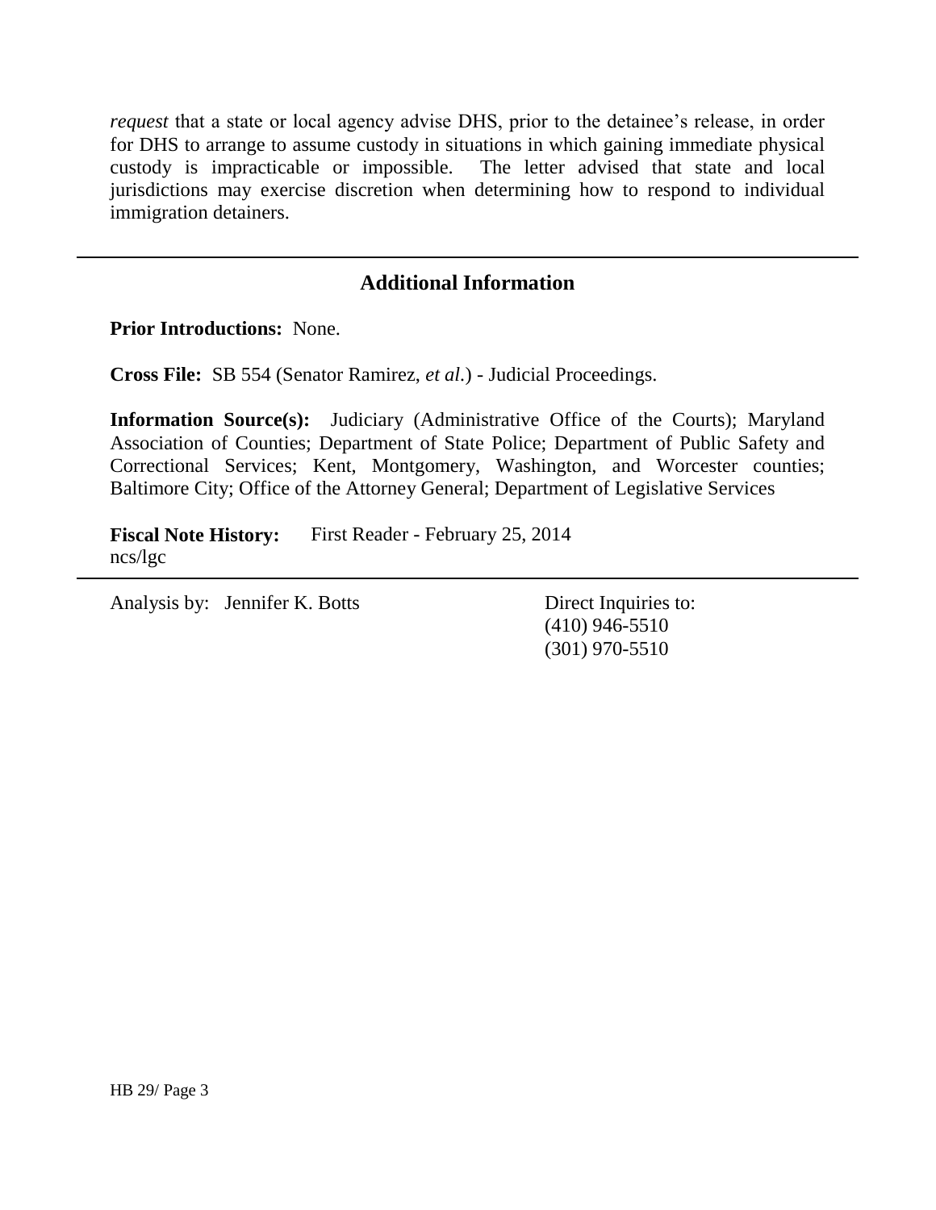*request* that a state or local agency advise DHS, prior to the detainee's release, in order for DHS to arrange to assume custody in situations in which gaining immediate physical custody is impracticable or impossible. The letter advised that state and local jurisdictions may exercise discretion when determining how to respond to individual immigration detainers.

---

## Additional Information

**Prior Introductions:** None.

**Cross File:** SB 554 (Senator Ramirez, *et al.*) - Judicial Proceedings.

**Information Source(s):** Judiciary (Administrative Office of the Courts); Maryland Association of Counties; Department of State Police; Department of Public Safety and Correctional Services; Kent, Montgomery, Washington, and Worcester counties; Baltimore City; Office of the Attorney General; Department of Legislative Services

**Fiscal Note History:** First Reader - February 25, 2014
ncs/lgc

---

Analysis by: Jennifer K. Botts

Direct Inquiries to:
(410) 946-5510
(301) 970-5510